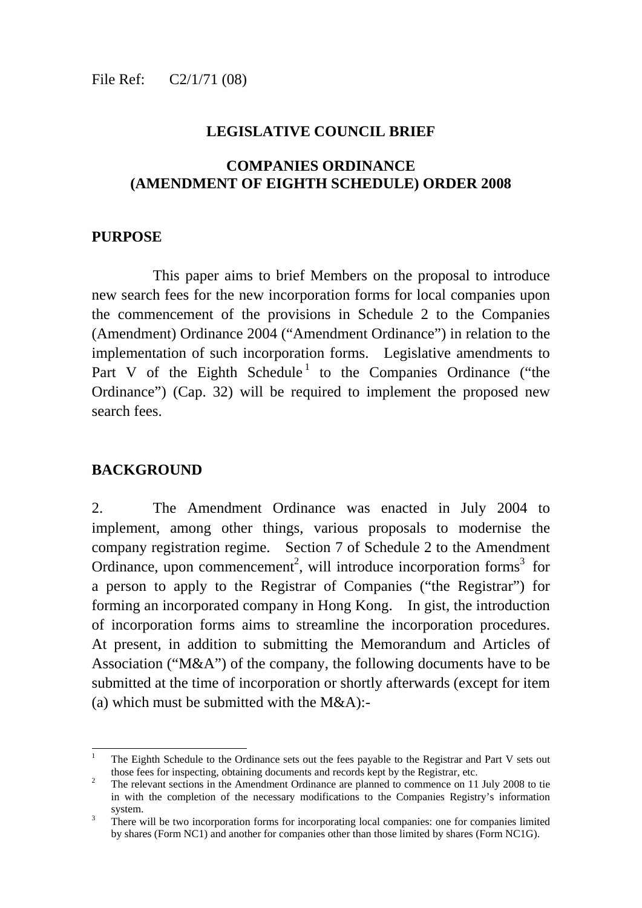File Ref: C2/1/71 (08)

# LEGISLATIVE COUNCIL BRIEF

## COMPANIES ORDINANCE (AMENDMENT OF EIGHTH SCHEDULE) ORDER 2008

## PURPOSE

This paper aims to brief Members on the proposal to introduce new search fees for the new incorporation forms for local companies upon the commencement of the provisions in Schedule 2 to the Companies (Amendment) Ordinance 2004 ("Amendment Ordinance") in relation to the implementation of such incorporation forms. Legislative amendments to Part V of the Eighth Schedule[1] to the Companies Ordinance ("the Ordinance") (Cap. 32) will be required to implement the proposed new search fees.

## BACKGROUND

2. The Amendment Ordinance was enacted in July 2004 to implement, among other things, various proposals to modernise the company registration regime. Section 7 of Schedule 2 to the Amendment Ordinance, upon commencement[2], will introduce incorporation forms[3] for a person to apply to the Registrar of Companies ("the Registrar") for forming an incorporated company in Hong Kong. In gist, the introduction of incorporation forms aims to streamline the incorporation procedures. At present, in addition to submitting the Memorandum and Articles of Association ("M&A") of the company, the following documents have to be submitted at the time of incorporation or shortly afterwards (except for item (a) which must be submitted with the M&A):-

---

[1] The Eighth Schedule to the Ordinance sets out the fees payable to the Registrar and Part V sets out those fees for inspecting, obtaining documents and records kept by the Registrar, etc.

[2] The relevant sections in the Amendment Ordinance are planned to commence on 11 July 2008 to tie in with the completion of the necessary modifications to the Companies Registry's information system.

[3] There will be two incorporation forms for incorporating local companies: one for companies limited by shares (Form NC1) and another for companies other than those limited by shares (Form NC1G).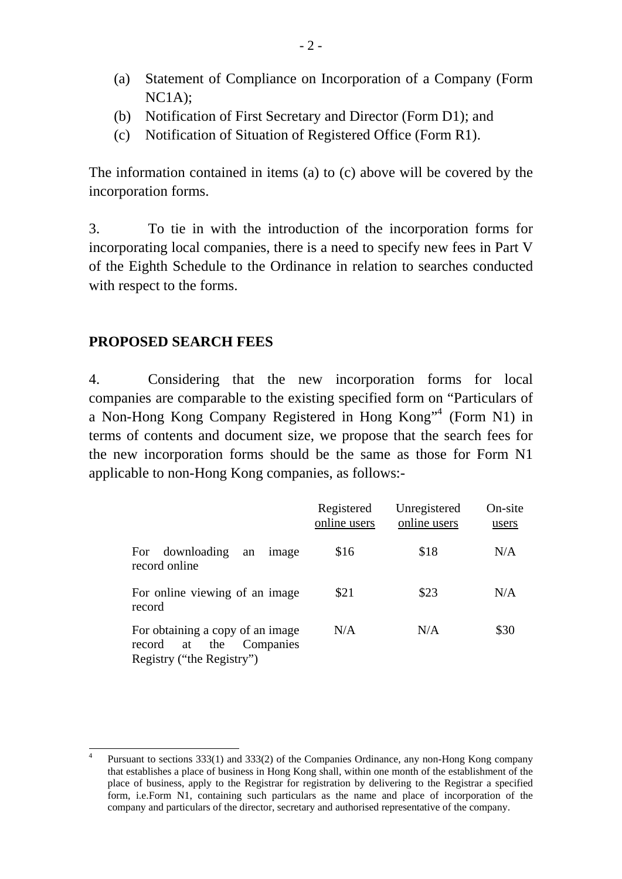(a) Statement of Compliance on Incorporation of a Company (Form NC1A);
(b) Notification of First Secretary and Director (Form D1); and
(c) Notification of Situation of Registered Office (Form R1).

The information contained in items (a) to (c) above will be covered by the incorporation forms.

3. To tie in with the introduction of the incorporation forms for incorporating local companies, there is a need to specify new fees in Part V of the Eighth Schedule to the Ordinance in relation to searches conducted with respect to the forms.

## PROPOSED SEARCH FEES

4. Considering that the new incorporation forms for local companies are comparable to the existing specified form on "Particulars of a Non-Hong Kong Company Registered in Hong Kong"[4] (Form N1) in terms of contents and document size, we propose that the search fees for the new incorporation forms should be the same as those for Form N1 applicable to non-Hong Kong companies, as follows:-

| | Registered online users | Unregistered online users | On-site users |
|---|---|---|---|
| For downloading an image record online | $16 | $18 | N/A |
| For online viewing of an image record | $21 | $23 | N/A |
| For obtaining a copy of an image record at the Companies Registry ("the Registry") | N/A | N/A | $30 |

---

[4] Pursuant to sections 333(1) and 333(2) of the Companies Ordinance, any non-Hong Kong company that establishes a place of business in Hong Kong shall, within one month of the establishment of the place of business, apply to the Registrar for registration by delivering to the Registrar a specified form, i.e.Form N1, containing such particulars as the name and place of incorporation of the company and particulars of the director, secretary and authorised representative of the company.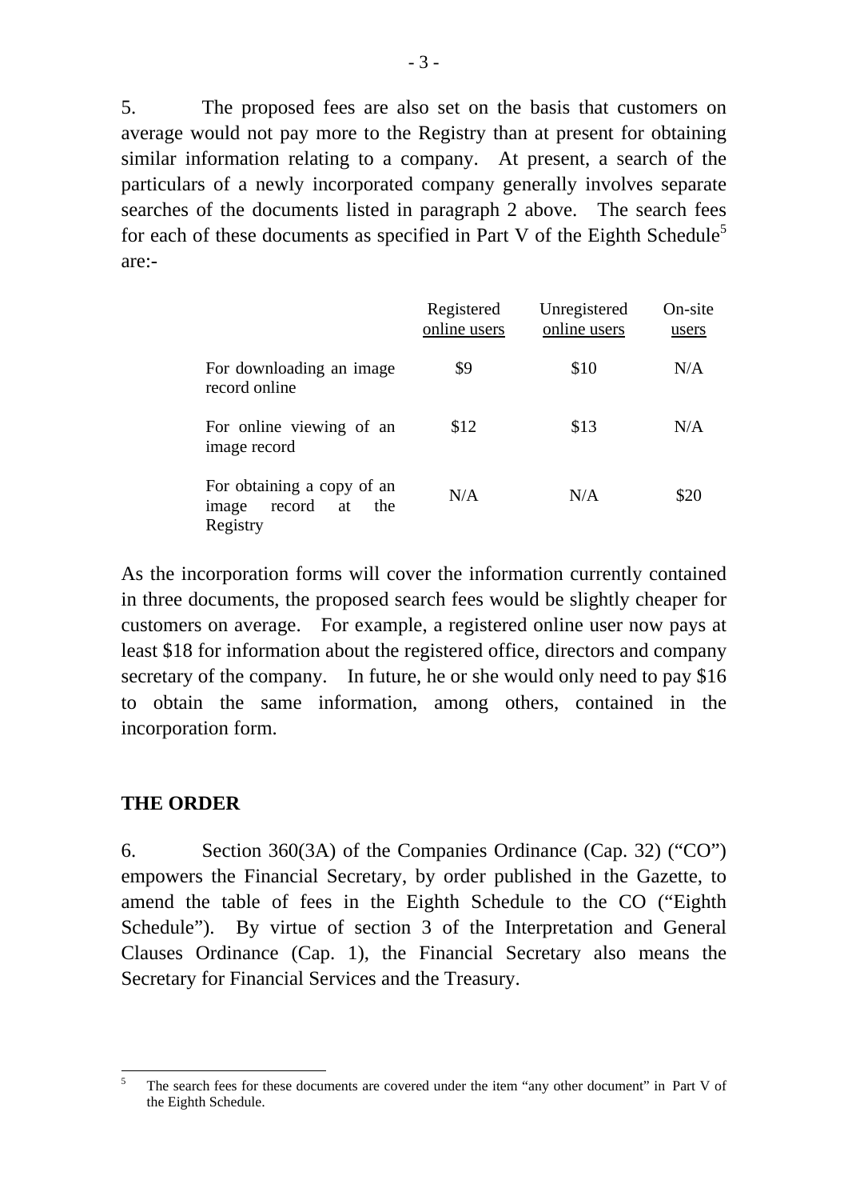5. The proposed fees are also set on the basis that customers on average would not pay more to the Registry than at present for obtaining similar information relating to a company. At present, a search of the particulars of a newly incorporated company generally involves separate searches of the documents listed in paragraph 2 above. The search fees for each of these documents as specified in Part V of the Eighth Schedule[5] are:-

| | Registered online users | Unregistered online users | On-site users |
|---|---|---|---|
| For downloading an image record online | \$9 | \$10 | N/A |
| For online viewing of an image record | \$12 | \$13 | N/A |
| For obtaining a copy of an image record at the Registry | N/A | N/A | \$20 |

As the incorporation forms will cover the information currently contained in three documents, the proposed search fees would be slightly cheaper for customers on average. For example, a registered online user now pays at least \$18 for information about the registered office, directors and company secretary of the company. In future, he or she would only need to pay \$16 to obtain the same information, among others, contained in the incorporation form.

## THE ORDER

6. Section 360(3A) of the Companies Ordinance (Cap. 32) ("CO") empowers the Financial Secretary, by order published in the Gazette, to amend the table of fees in the Eighth Schedule to the CO ("Eighth Schedule"). By virtue of section 3 of the Interpretation and General Clauses Ordinance (Cap. 1), the Financial Secretary also means the Secretary for Financial Services and the Treasury.

---

[5] The search fees for these documents are covered under the item "any other document" in Part V of the Eighth Schedule.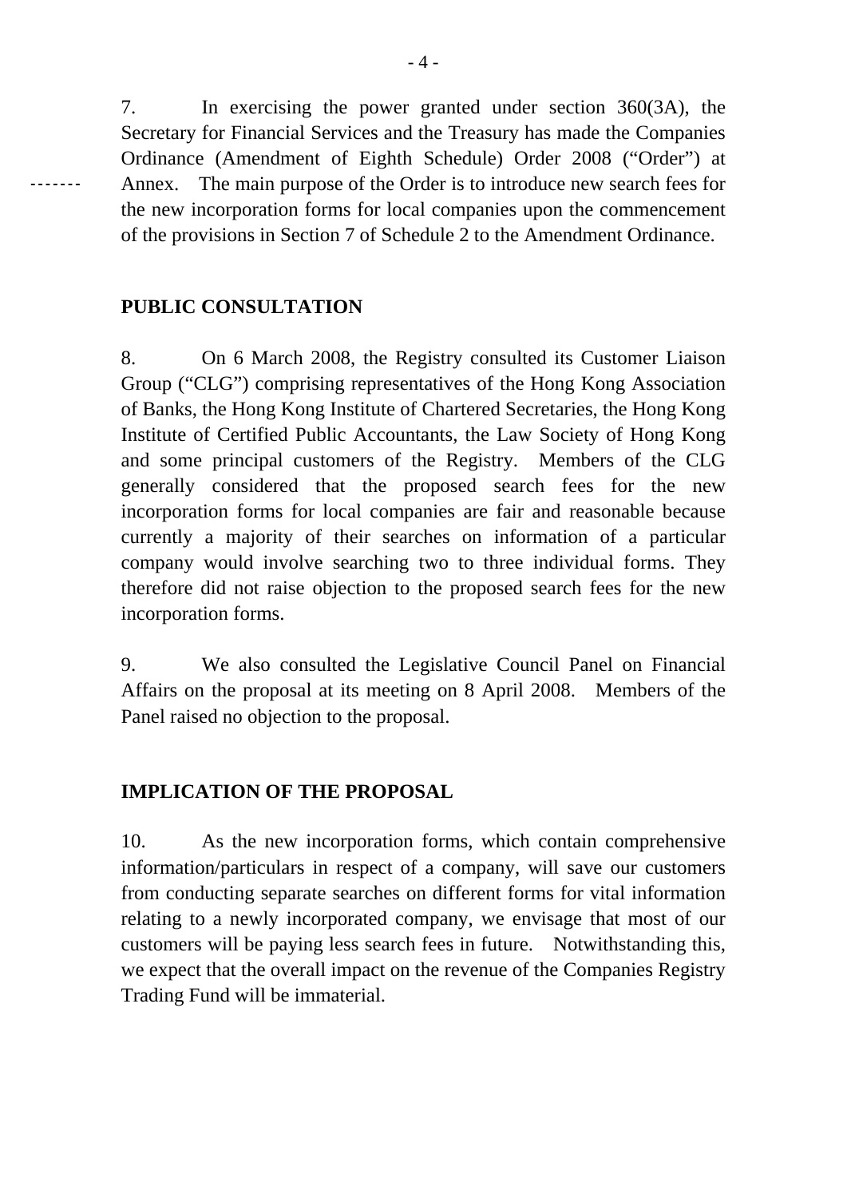7. In exercising the power granted under section 360(3A), the Secretary for Financial Services and the Treasury has made the Companies Ordinance (Amendment of Eighth Schedule) Order 2008 ("Order") at Annex. The main purpose of the Order is to introduce new search fees for the new incorporation forms for local companies upon the commencement of the provisions in Section 7 of Schedule 2 to the Amendment Ordinance.

## PUBLIC CONSULTATION

8. On 6 March 2008, the Registry consulted its Customer Liaison Group ("CLG") comprising representatives of the Hong Kong Association of Banks, the Hong Kong Institute of Chartered Secretaries, the Hong Kong Institute of Certified Public Accountants, the Law Society of Hong Kong and some principal customers of the Registry. Members of the CLG generally considered that the proposed search fees for the new incorporation forms for local companies are fair and reasonable because currently a majority of their searches on information of a particular company would involve searching two to three individual forms. They therefore did not raise objection to the proposed search fees for the new incorporation forms.

9. We also consulted the Legislative Council Panel on Financial Affairs on the proposal at its meeting on 8 April 2008. Members of the Panel raised no objection to the proposal.

## IMPLICATION OF THE PROPOSAL

10. As the new incorporation forms, which contain comprehensive information/particulars in respect of a company, will save our customers from conducting separate searches on different forms for vital information relating to a newly incorporated company, we envisage that most of our customers will be paying less search fees in future. Notwithstanding this, we expect that the overall impact on the revenue of the Companies Registry Trading Fund will be immaterial.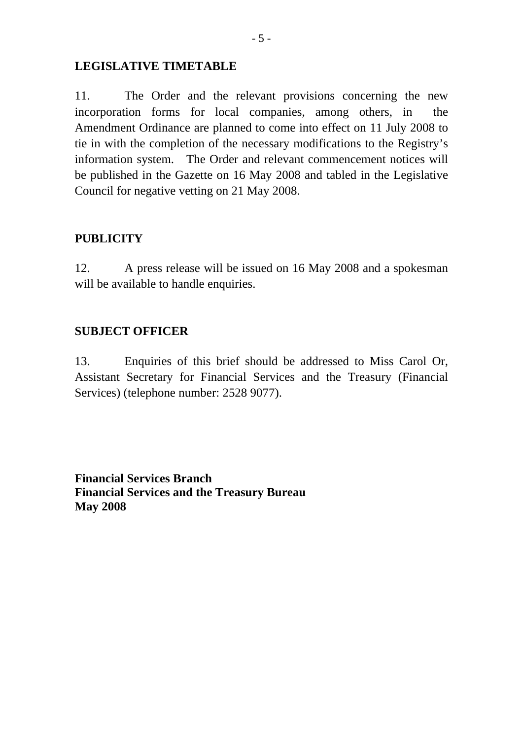## LEGISLATIVE TIMETABLE

11. The Order and the relevant provisions concerning the new incorporation forms for local companies, among others, in the Amendment Ordinance are planned to come into effect on 11 July 2008 to tie in with the completion of the necessary modifications to the Registry's information system. The Order and relevant commencement notices will be published in the Gazette on 16 May 2008 and tabled in the Legislative Council for negative vetting on 21 May 2008.

## PUBLICITY

12. A press release will be issued on 16 May 2008 and a spokesman will be available to handle enquiries.

## SUBJECT OFFICER

13. Enquiries of this brief should be addressed to Miss Carol Or, Assistant Secretary for Financial Services and the Treasury (Financial Services) (telephone number: 2528 9077).

**Financial Services Branch**
**Financial Services and the Treasury Bureau**
**May 2008**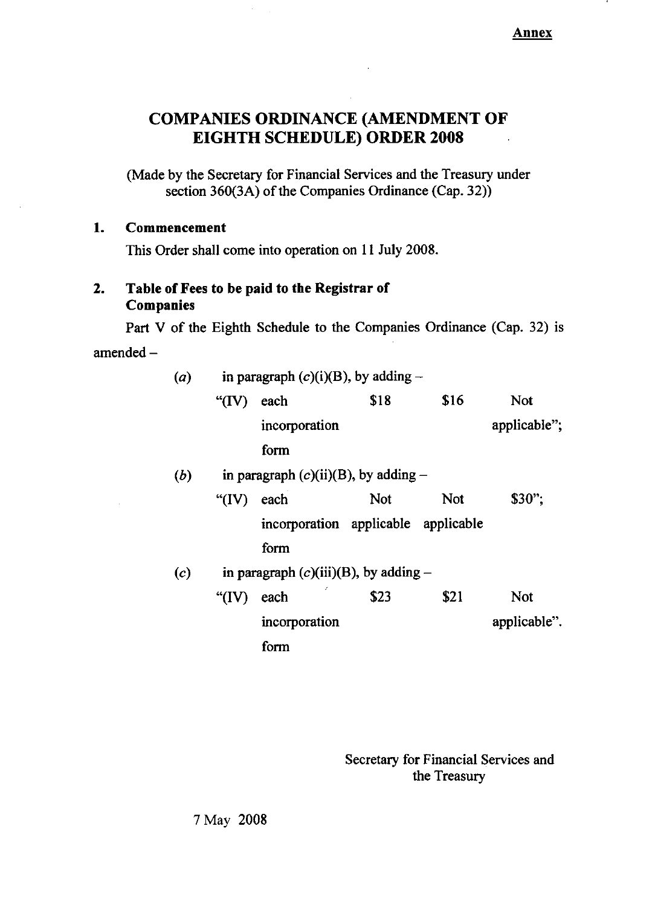**Annex**

# COMPANIES ORDINANCE (AMENDMENT OF EIGHTH SCHEDULE) ORDER 2008

(Made by the Secretary for Financial Services and the Treasury under section 360(3A) of the Companies Ordinance (Cap. 32))

## 1. Commencement

This Order shall come into operation on 11 July 2008.

## 2. Table of Fees to be paid to the Registrar of Companies

Part V of the Eighth Schedule to the Companies Ordinance (Cap. 32) is amended –

(*a*) in paragraph (*c*)(i)(B), by adding –

| "(IV) | each incorporation form | $18 | $16 | Not applicable"; |
|---|---|---|---|---|

(*b*) in paragraph (*c*)(ii)(B), by adding –

| "(IV) | each incorporation form | Not applicable | Not applicable | $30"; |
|---|---|---|---|---|

(*c*) in paragraph (*c*)(iii)(B), by adding –

| "(IV) | each incorporation form | $23 | $21 | Not applicable". |
|---|---|---|---|---|

Secretary for Financial Services and the Treasury

7 May 2008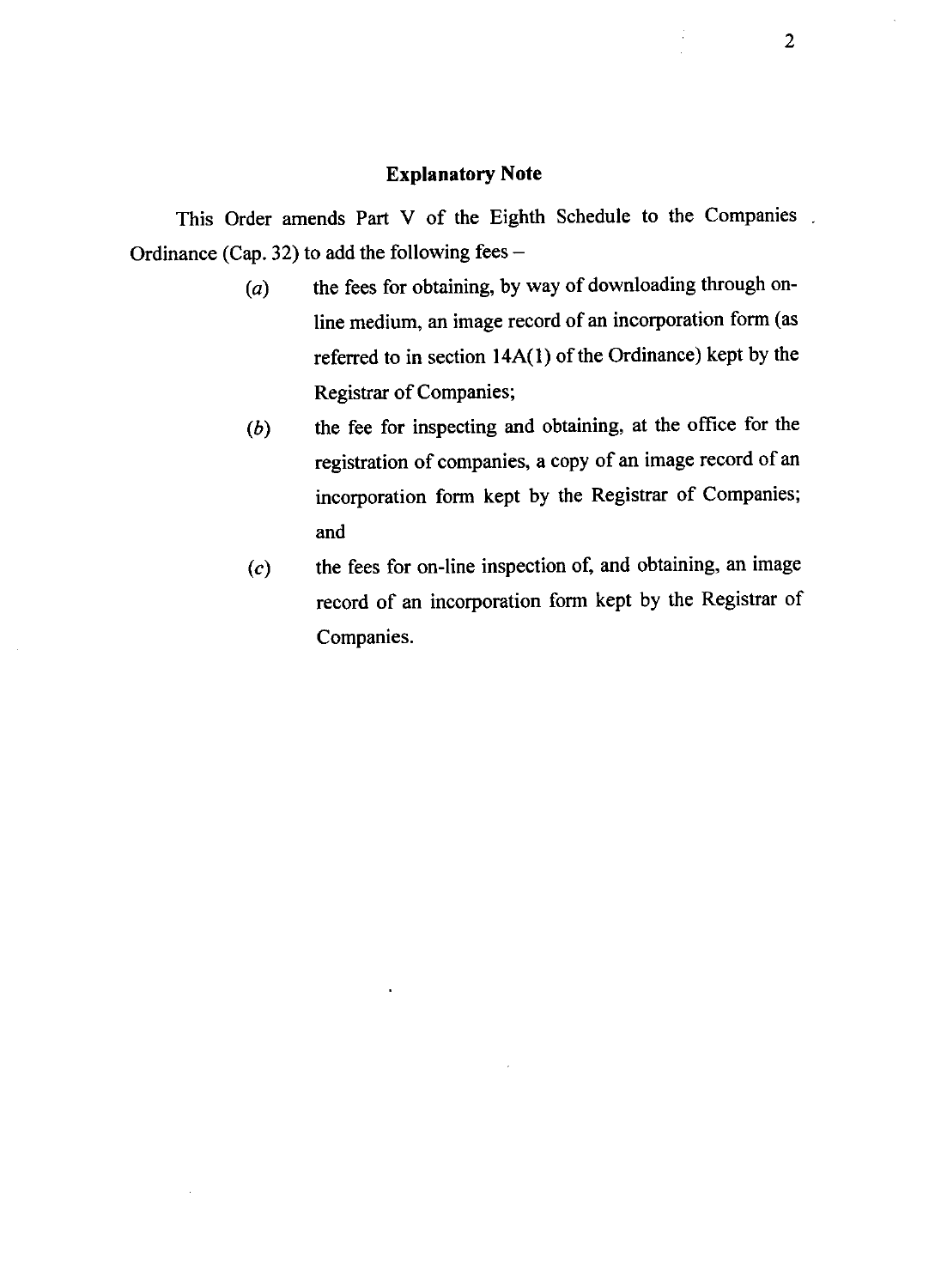## Explanatory Note

This Order amends Part V of the Eighth Schedule to the Companies Ordinance (Cap. 32) to add the following fees –

(*a*) the fees for obtaining, by way of downloading through on-line medium, an image record of an incorporation form (as referred to in section 14A(1) of the Ordinance) kept by the Registrar of Companies;

(*b*) the fee for inspecting and obtaining, at the office for the registration of companies, a copy of an image record of an incorporation form kept by the Registrar of Companies; and

(*c*) the fees for on-line inspection of, and obtaining, an image record of an incorporation form kept by the Registrar of Companies.